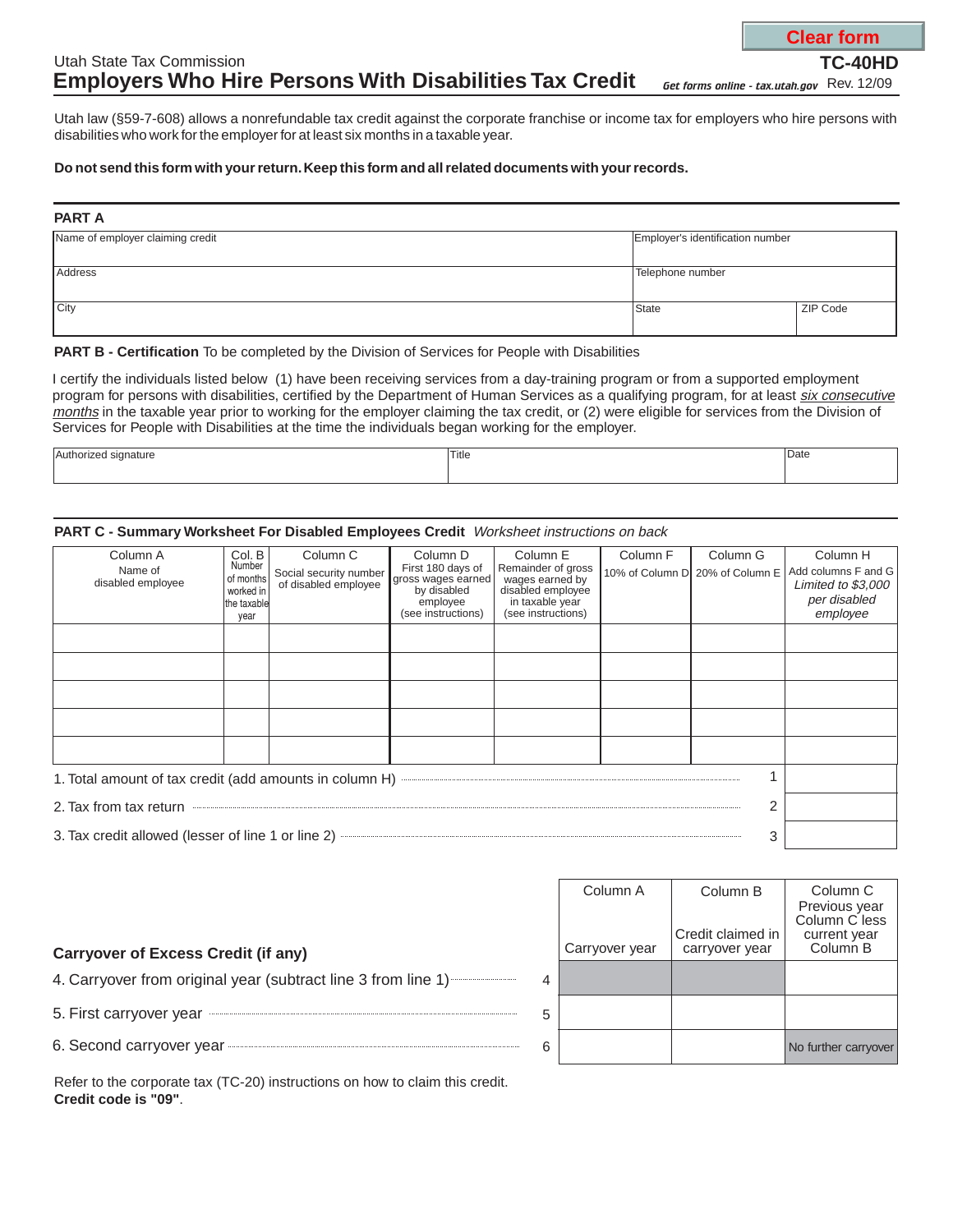Clear form

Utah State Tax Commission

# Employers Who Hire Persons With Disabilities Tax Credit

**TC-40HD**

*Get forms online - tax.utah.gov* Rev. 12/09

Utah law (§59-7-608) allows a nonrefundable tax credit against the corporate franchise or income tax for employers who hire persons with disabilities who work for the employer for at least six months in a taxable year.

**Do not send this form with your return. Keep this form and all related documents with your records.**

## PART A

| Name of employer claiming credit | Employer's identification number | |
|---|---|---|
| Address | Telephone number | |
| City | State | ZIP Code |

**PART B - Certification** To be completed by the Division of Services for People with Disabilities

I certify the individuals listed below (1) have been receiving services from a day-training program or from a supported employment program for persons with disabilities, certified by the Department of Human Services as a qualifying program, for at least *six consecutive months* in the taxable year prior to working for the employer claiming the tax credit, or (2) were eligible for services from the Division of Services for People with Disabilities at the time the individuals began working for the employer.

| Authorized signature | Title | Date |
|---|---|---|
| | | |

**PART C - Summary Worksheet For Disabled Employees Credit** *Worksheet instructions on back*

| Column A Name of disabled employee | Col. B Number of months worked in the taxable year | Column C Social security number of disabled employee | Column D First 180 days of gross wages earned by disabled employee (see instructions) | Column E Remainder of gross wages earned by disabled employee in taxable year (see instructions) | Column F 10% of Column D | Column G 20% of Column E | Column H Add columns F and G *Limited to $3,000 per disabled employee* |
|---|---|---|---|---|---|---|---|
| | | | | | | | |
| | | | | | | | |
| | | | | | | | |
| | | | | | | | |
| | | | | | | | |

1. Total amount of tax credit (add amounts in column H) ........ 1 ______

2. Tax from tax return ........ 2 ______

3. Tax credit allowed (lesser of line 1 or line 2) ........ 3 ______

**Carryover of Excess Credit (if any)**

| | | Column A Carryover year | Column B Credit claimed in carryover year | Column C Previous year Column C less current year Column B |
|---|---|---|---|---|
| 4. Carryover from original year (subtract line 3 from line 1) | 4 | | | |
| 5. First carryover year | 5 | | | |
| 6. Second carryover year | 6 | | | No further carryover |

Refer to the corporate tax (TC-20) instructions on how to claim this credit.
**Credit code is "09"**.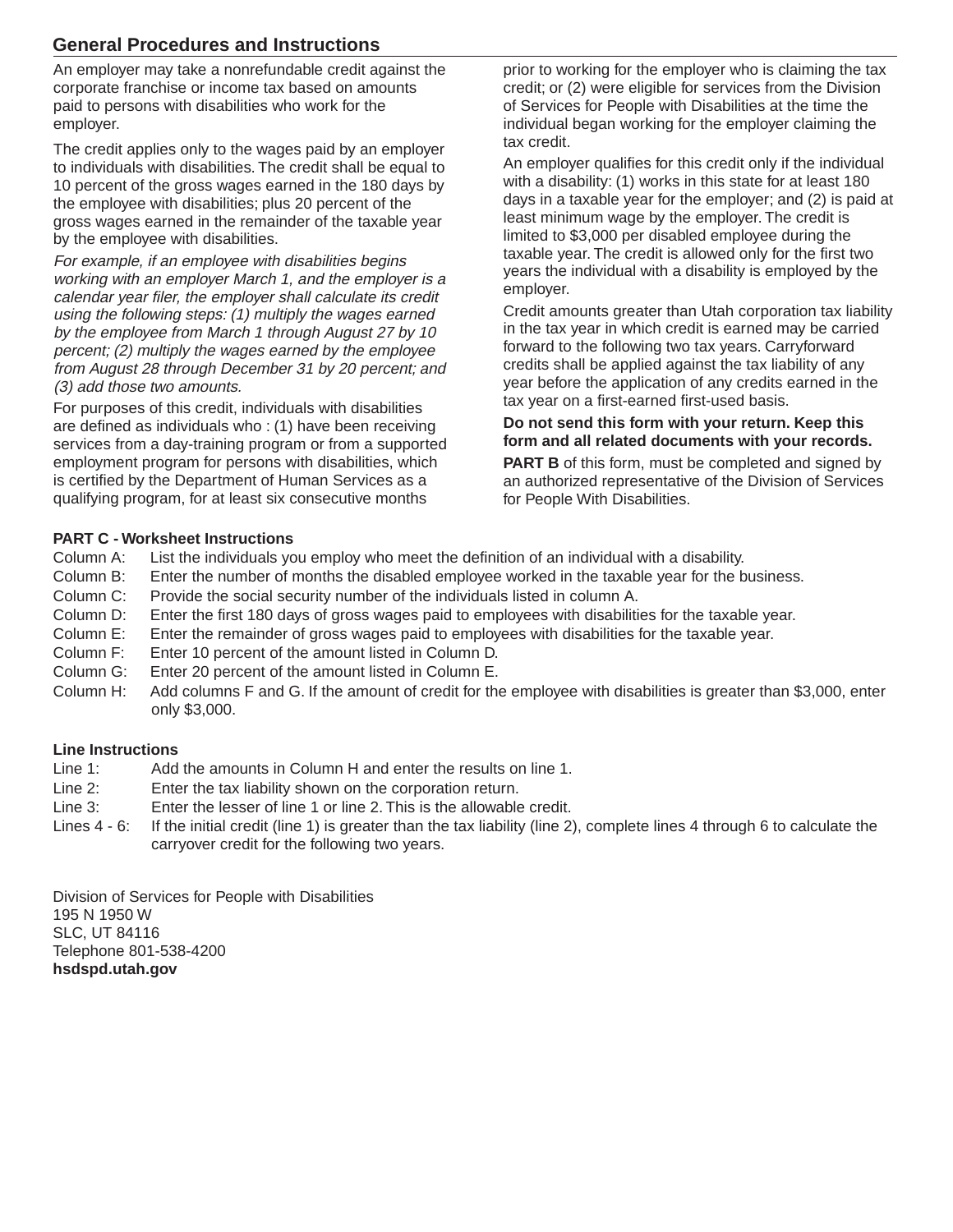## General Procedures and Instructions

An employer may take a nonrefundable credit against the corporate franchise or income tax based on amounts paid to persons with disabilities who work for the employer.

The credit applies only to the wages paid by an employer to individuals with disabilities. The credit shall be equal to 10 percent of the gross wages earned in the 180 days by the employee with disabilities; plus 20 percent of the gross wages earned in the remainder of the taxable year by the employee with disabilities.

*For example, if an employee with disabilities begins working with an employer March 1, and the employer is a calendar year filer, the employer shall calculate its credit using the following steps: (1) multiply the wages earned by the employee from March 1 through August 27 by 10 percent; (2) multiply the wages earned by the employee from August 28 through December 31 by 20 percent; and (3) add those two amounts.*

For purposes of this credit, individuals with disabilities are defined as individuals who : (1) have been receiving services from a day-training program or from a supported employment program for persons with disabilities, which is certified by the Department of Human Services as a qualifying program, for at least six consecutive months prior to working for the employer who is claiming the tax credit; or (2) were eligible for services from the Division of Services for People with Disabilities at the time the individual began working for the employer claiming the tax credit.

An employer qualifies for this credit only if the individual with a disability: (1) works in this state for at least 180 days in a taxable year for the employer; and (2) is paid at least minimum wage by the employer. The credit is limited to $3,000 per disabled employee during the taxable year. The credit is allowed only for the first two years the individual with a disability is employed by the employer.

Credit amounts greater than Utah corporation tax liability in the tax year in which credit is earned may be carried forward to the following two tax years. Carryforward credits shall be applied against the tax liability of any year before the application of any credits earned in the tax year on a first-earned first-used basis.

**Do not send this form with your return. Keep this form and all related documents with your records.**

**PART B** of this form, must be completed and signed by an authorized representative of the Division of Services for People With Disabilities.

**PART C - Worksheet Instructions**

Column A: List the individuals you employ who meet the definition of an individual with a disability.
Column B: Enter the number of months the disabled employee worked in the taxable year for the business.
Column C: Provide the social security number of the individuals listed in column A.
Column D: Enter the first 180 days of gross wages paid to employees with disabilities for the taxable year.
Column E: Enter the remainder of gross wages paid to employees with disabilities for the taxable year.
Column F: Enter 10 percent of the amount listed in Column D.
Column G: Enter 20 percent of the amount listed in Column E.
Column H: Add columns F and G. If the amount of credit for the employee with disabilities is greater than $3,000, enter only $3,000.

**Line Instructions**

Line 1: Add the amounts in Column H and enter the results on line 1.
Line 2: Enter the tax liability shown on the corporation return.
Line 3: Enter the lesser of line 1 or line 2. This is the allowable credit.
Lines 4 - 6: If the initial credit (line 1) is greater than the tax liability (line 2), complete lines 4 through 6 to calculate the carryover credit for the following two years.

Division of Services for People with Disabilities
195 N 1950 W
SLC, UT 84116
Telephone 801-538-4200
**hsdspd.utah.gov**